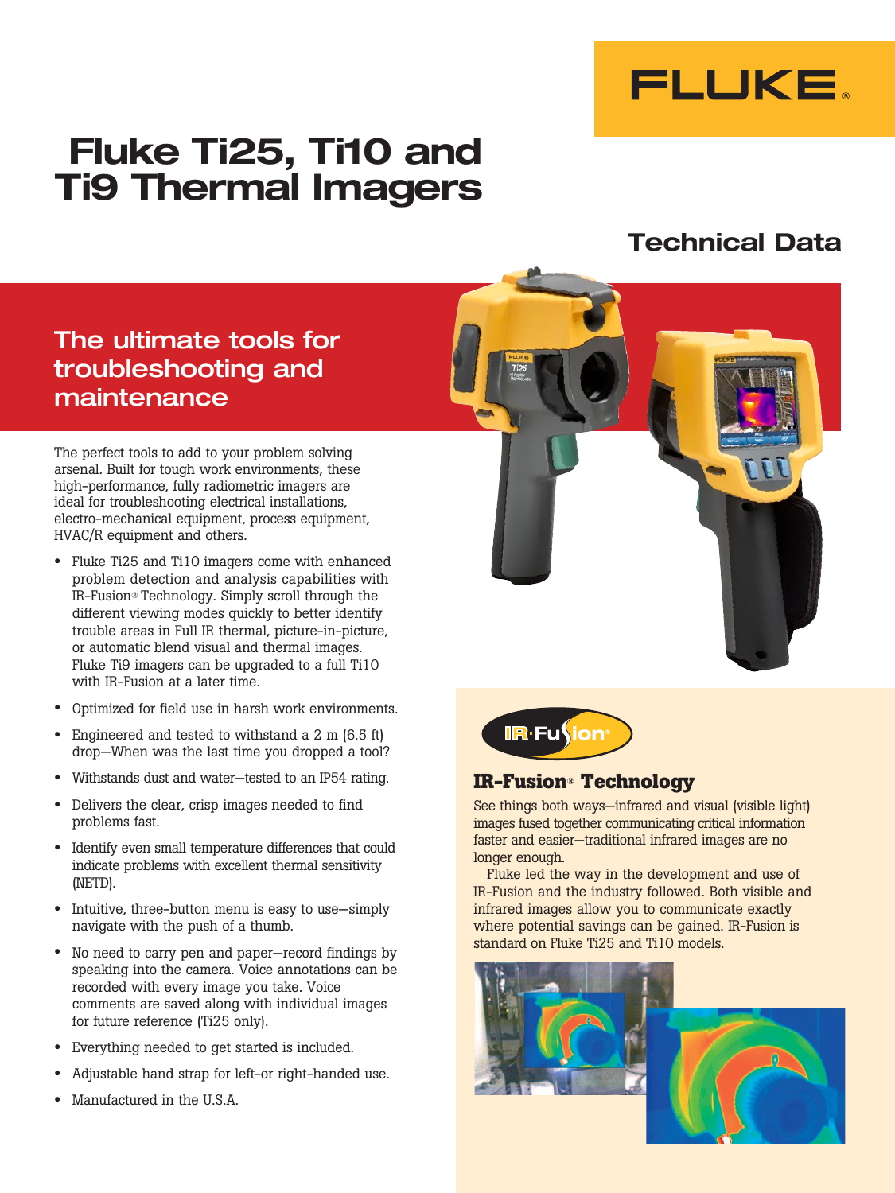# Fluke Ti25, Ti10 and Ti9 Thermal Imagers

## Technical Data

## The ultimate tools for troubleshooting and maintenance

The perfect tools to add to your problem solving arsenal. Built for tough work environments, these high-performance, fully radiometric imagers are ideal for troubleshooting electrical installations, electro-mechanical equipment, process equipment, HVAC/R equipment and others.

- Fluke Ti25 and Ti10 imagers come with enhanced problem detection and analysis capabilities with IR-Fusion® Technology. Simply scroll through the different viewing modes quickly to better identify trouble areas in Full IR thermal, picture-in-picture, or automatic blend visual and thermal images. Fluke Ti9 imagers can be upgraded to a full Ti10 with IR-Fusion at a later time.
- Optimized for field use in harsh work environments.
- Engineered and tested to withstand a 2 m (6.5 ft) drop—When was the last time you dropped a tool?
- Withstands dust and water—tested to an IP54 rating.
- Delivers the clear, crisp images needed to find problems fast.
- Identify even small temperature differences that could indicate problems with excellent thermal sensitivity (NETD).
- Intuitive, three-button menu is easy to use—simply navigate with the push of a thumb.
- No need to carry pen and paper—record findings by speaking into the camera. Voice annotations can be recorded with every image you take. Voice comments are saved along with individual images for future reference (Ti25 only).
- Everything needed to get started is included.
- Adjustable hand strap for left-or right-handed use.
- Manufactured in the U.S.A.

### IR-Fusion® Technology

See things both ways—infrared and visual (visible light) images fused together communicating critical information faster and easier—traditional infrared images are no longer enough.

Fluke led the way in the development and use of IR-Fusion and the industry followed. Both visible and infrared images allow you to communicate exactly where potential savings can be gained. IR-Fusion is standard on Fluke Ti25 and Ti10 models.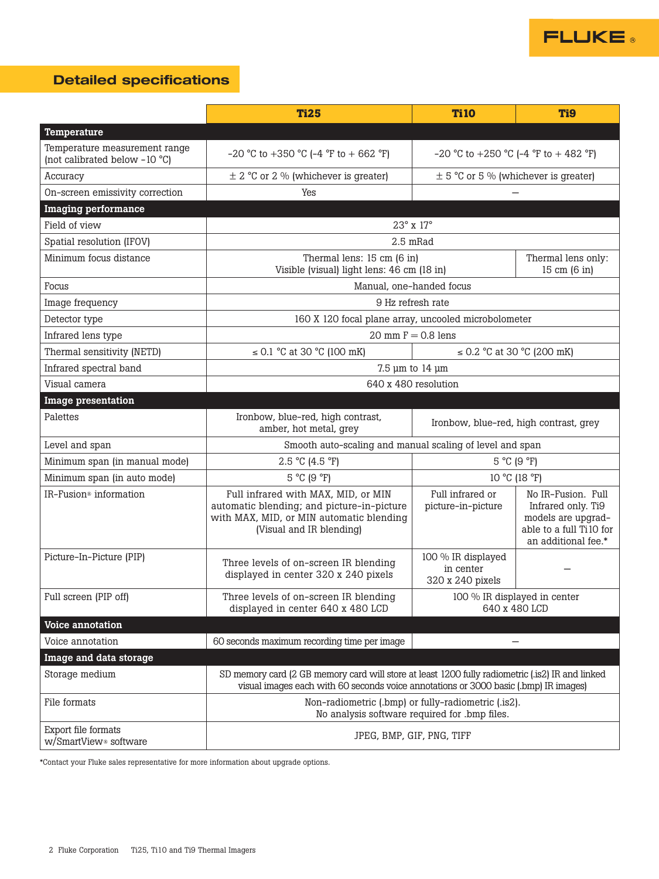## Detailed specifications

| | Ti25 | Ti10 | Ti9 |
|---|---|---|---|
| **Temperature** | | | |
| Temperature measurement range (not calibrated below -10 °C) | -20 °C to +350 °C (-4 °F to + 662 °F) | -20 °C to +250 °C (-4 °F to + 482 °F) | |
| Accuracy | ± 2 °C or 2 % (whichever is greater) | ± 5 °C or 5 % (whichever is greater) | |
| On-screen emissivity correction | Yes | – | |
| **Imaging performance** | | | |
| Field of view | 23° x 17° | | |
| Spatial resolution (IFOV) | 2.5 mRad | | |
| Minimum focus distance | Thermal lens: 15 cm (6 in) Visible (visual) light lens: 46 cm (18 in) | | Thermal lens only: 15 cm (6 in) |
| Focus | Manual, one-handed focus | | |
| Image frequency | 9 Hz refresh rate | | |
| Detector type | 160 X 120 focal plane array, uncooled microbolometer | | |
| Infrared lens type | 20 mm F = 0.8 lens | | |
| Thermal sensitivity (NETD) | ≤ 0.1 °C at 30 °C (100 mK) | ≤ 0.2 °C at 30 °C (200 mK) | |
| Infrared spectral band | 7.5 µm to 14 µm | | |
| Visual camera | 640 x 480 resolution | | |
| **Image presentation** | | | |
| Palettes | Ironbow, blue-red, high contrast, amber, hot metal, grey | Ironbow, blue-red, high contrast, grey | |
| Level and span | Smooth auto-scaling and manual scaling of level and span | | |
| Minimum span (in manual mode) | 2.5 °C (4.5 °F) | 5 °C (9 °F) | |
| Minimum span (in auto mode) | 5 °C (9 °F) | 10 °C (18 °F) | |
| IR-Fusion® information | Full infrared with MAX, MID, or MIN automatic blending; and picture-in-picture with MAX, MID, or MIN automatic blending (Visual and IR blending) | Full infrared or picture-in-picture | No IR-Fusion. Full Infrared only. Ti9 models are upgradable to a full Ti10 for an additional fee.* |
| Picture-In-Picture (PIP) | Three levels of on-screen IR blending displayed in center 320 x 240 pixels | 100 % IR displayed in center 320 x 240 pixels | – |
| Full screen (PIP off) | Three levels of on-screen IR blending displayed in center 640 x 480 LCD | 100 % IR displayed in center 640 x 480 LCD | |
| **Voice annotation** | | | |
| Voice annotation | 60 seconds maximum recording time per image | – | |
| **Image and data storage** | | | |
| Storage medium | SD memory card (2 GB memory card will store at least 1200 fully radiometric (.is2) IR and linked visual images each with 60 seconds voice annotations or 3000 basic (.bmp) IR images) | | |
| File formats | Non-radiometric (.bmp) or fully-radiometric (.is2). No analysis software required for .bmp files. | | |
| Export file formats w/SmartView® software | JPEG, BMP, GIF, PNG, TIFF | | |

*Contact your Fluke sales representative for more information about upgrade options.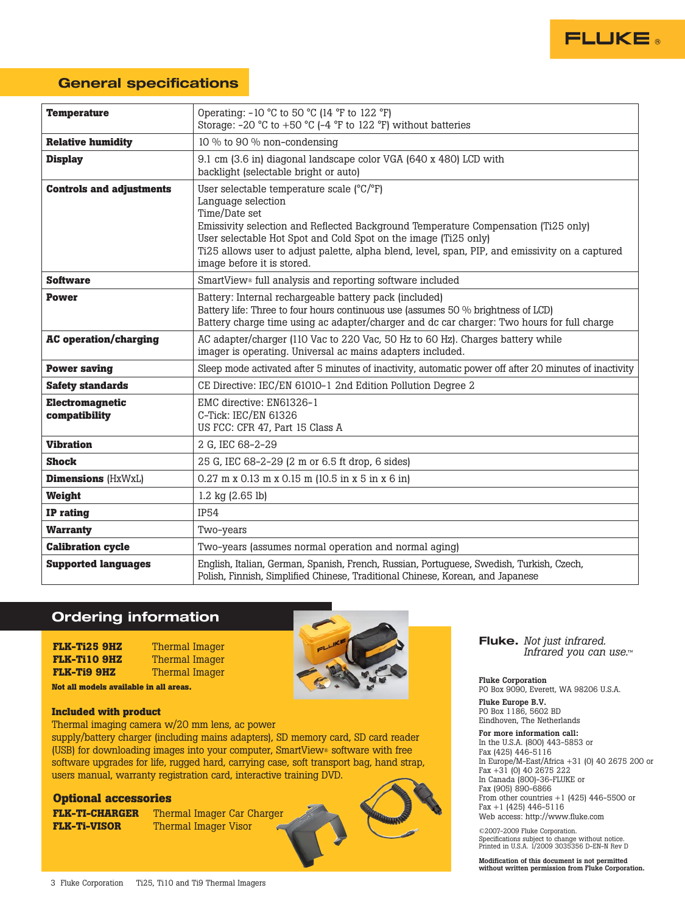## General specifications

| | |
|---|---|
| **Temperature** | Operating: -10 °C to 50 °C (14 °F to 122 °F)<br>Storage: -20 °C to +50 °C (-4 °F to 122 °F) without batteries |
| **Relative humidity** | 10 % to 90 % non-condensing |
| **Display** | 9.1 cm (3.6 in) diagonal landscape color VGA (640 x 480) LCD with backlight (selectable bright or auto) |
| **Controls and adjustments** | User selectable temperature scale (°C/°F)<br>Language selection<br>Time/Date set<br>Emissivity selection and Reflected Background Temperature Compensation (Ti25 only)<br>User selectable Hot Spot and Cold Spot on the image (Ti25 only)<br>Ti25 allows user to adjust palette, alpha blend, level, span, PIP, and emissivity on a captured image before it is stored. |
| **Software** | SmartView® full analysis and reporting software included |
| **Power** | Battery: Internal rechargeable battery pack (included)<br>Battery life: Three to four hours continuous use (assumes 50 % brightness of LCD)<br>Battery charge time using ac adapter/charger and dc car charger: Two hours for full charge |
| **AC operation/charging** | AC adapter/charger (110 Vac to 220 Vac, 50 Hz to 60 Hz). Charges battery while imager is operating. Universal ac mains adapters included. |
| **Power saving** | Sleep mode activated after 5 minutes of inactivity, automatic power off after 20 minutes of inactivity |
| **Safety standards** | CE Directive: IEC/EN 61010-1 2nd Edition Pollution Degree 2 |
| **Electromagnetic compatibility** | EMC directive: EN61326-1<br>C-Tick: IEC/EN 61326<br>US FCC: CFR 47, Part 15 Class A |
| **Vibration** | 2 G, IEC 68-2-29 |
| **Shock** | 25 G, IEC 68-2-29 (2 m or 6.5 ft drop, 6 sides) |
| **Dimensions** (HxWxL) | 0.27 m x 0.13 m x 0.15 m (10.5 in x 5 in x 6 in) |
| **Weight** | 1.2 kg (2.65 lb) |
| **IP rating** | IP54 |
| **Warranty** | Two-years |
| **Calibration cycle** | Two-years (assumes normal operation and normal aging) |
| **Supported languages** | English, Italian, German, Spanish, French, Russian, Portuguese, Swedish, Turkish, Czech, Polish, Finnish, Simplified Chinese, Traditional Chinese, Korean, and Japanese |

## Ordering information

**FLK-Ti25 9HZ** Thermal Imager
**FLK-Ti10 9HZ** Thermal Imager
**FLK-Ti9 9HZ** Thermal Imager

**Not all models available in all areas.**

### Included with product

Thermal imaging camera w/20 mm lens, ac power supply/battery charger (including mains adapters), SD memory card, SD card reader (USB) for downloading images into your computer, SmartView® software with free software upgrades for life, rugged hard, carrying case, soft transport bag, hand strap, users manual, warranty registration card, interactive training DVD.

### Optional accessories

**FLK-TI-CHARGER** Thermal Imager Car Charger
**FLK-Ti-VISOR** Thermal Imager Visor

**Fluke.** *Not just infrared. Infrared you can use.*™

**Fluke Corporation**
PO Box 9090, Everett, WA 98206 U.S.A.

**Fluke Europe B.V.**
PO Box 1186, 5602 BD
Eindhoven, The Netherlands

**For more information call:**
In the U.S.A. (800) 443-5853 or
Fax (425) 446-5116
In Europe/M-East/Africa +31 (0) 40 2675 200 or
Fax +31 (0) 40 2675 222
In Canada (800)-36-FLUKE or
Fax (905) 890-6866
From other countries +1 (425) 446-5500 or
Fax +1 (425) 446-5116
Web access: http://www.fluke.com

©2007-2009 Fluke Corporation.
Specifications subject to change without notice.
Printed in U.S.A. 1/2009 3035356 D-EN-N Rev D

**Modification of this document is not permitted without written permission from Fluke Corporation.**